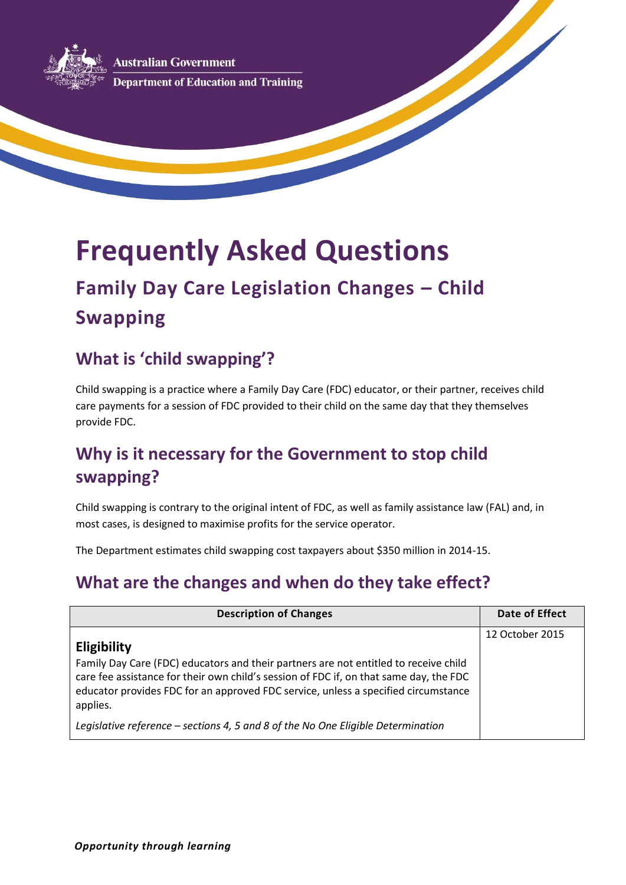Australian Government
Department of Education and Training

# Frequently Asked Questions

## Family Day Care Legislation Changes – Child Swapping

## What is 'child swapping'?

Child swapping is a practice where a Family Day Care (FDC) educator, or their partner, receives child care payments for a session of FDC provided to their child on the same day that they themselves provide FDC.

## Why is it necessary for the Government to stop child swapping?

Child swapping is contrary to the original intent of FDC, as well as family assistance law (FAL) and, in most cases, is designed to maximise profits for the service operator.

The Department estimates child swapping cost taxpayers about $350 million in 2014-15.

## What are the changes and when do they take effect?

| Description of Changes | Date of Effect |
| --- | --- |
| **Eligibility**<br>Family Day Care (FDC) educators and their partners are not entitled to receive child care fee assistance for their own child's session of FDC if, on that same day, the FDC educator provides FDC for an approved FDC service, unless a specified circumstance applies.<br><br>*Legislative reference – sections 4, 5 and 8 of the No One Eligible Determination* | 12 October 2015 |

***Opportunity through learning***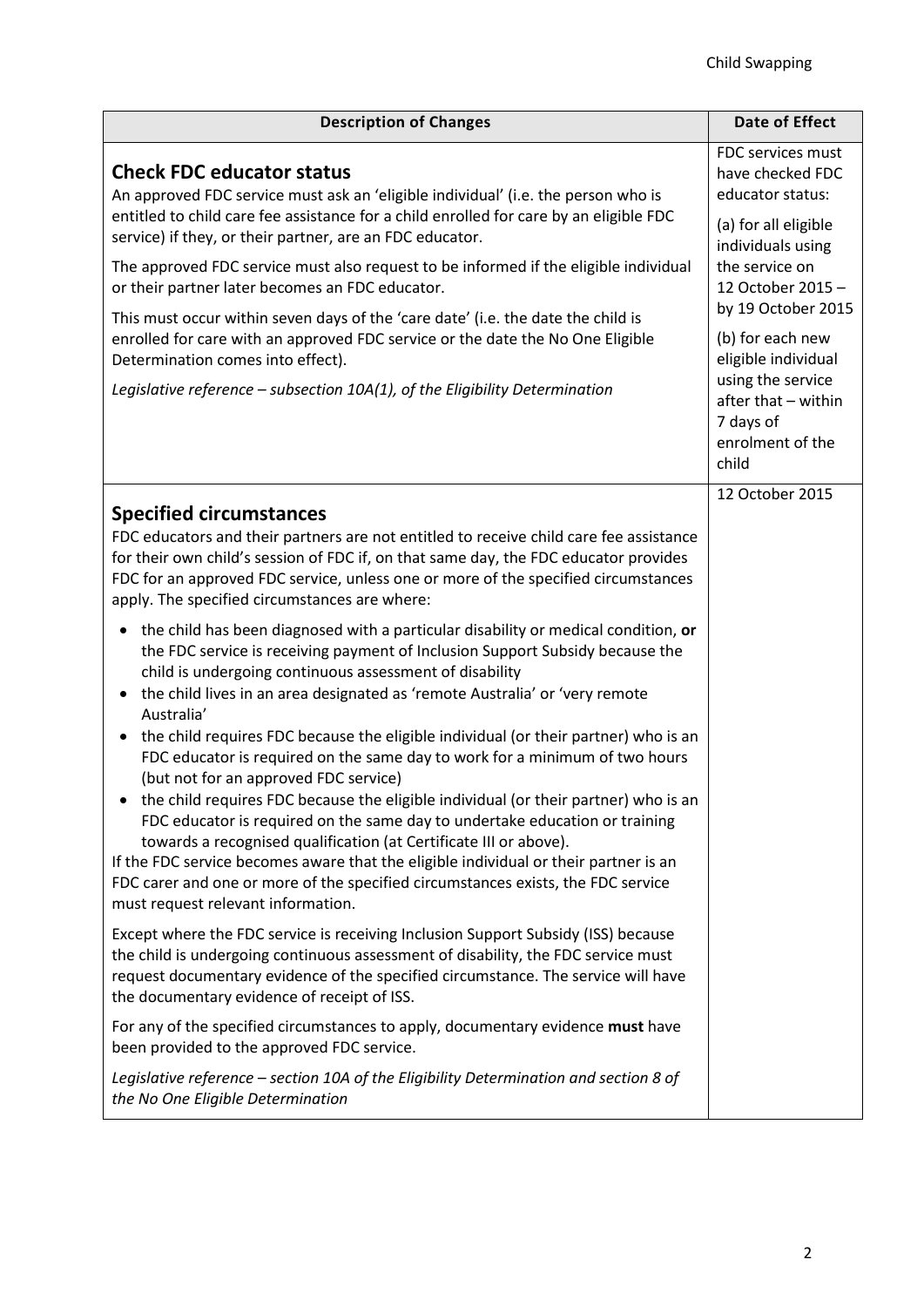| Description of Changes | Date of Effect |
|---|---|
| **Check FDC educator status**<br>An approved FDC service must ask an 'eligible individual' (i.e. the person who is entitled to child care fee assistance for a child enrolled for care by an eligible FDC service) if they, or their partner, are an FDC educator.<br><br>The approved FDC service must also request to be informed if the eligible individual or their partner later becomes an FDC educator.<br><br>This must occur within seven days of the 'care date' (i.e. the date the child is enrolled for care with an approved FDC service or the date the No One Eligible Determination comes into effect).<br><br>*Legislative reference – subsection 10A(1), of the Eligibility Determination* | FDC services must have checked FDC educator status:<br><br>(a) for all eligible individuals using the service on 12 October 2015 – by 19 October 2015<br><br>(b) for each new eligible individual using the service after that – within 7 days of enrolment of the child |
| **Specified circumstances**<br>FDC educators and their partners are not entitled to receive child care fee assistance for their own child's session of FDC if, on that same day, the FDC educator provides FDC for an approved FDC service, unless one or more of the specified circumstances apply. The specified circumstances are where:<br><br>• the child has been diagnosed with a particular disability or medical condition, **or** the FDC service is receiving payment of Inclusion Support Subsidy because the child is undergoing continuous assessment of disability<br>• the child lives in an area designated as 'remote Australia' or 'very remote Australia'<br>• the child requires FDC because the eligible individual (or their partner) who is an FDC educator is required on the same day to work for a minimum of two hours (but not for an approved FDC service)<br>• the child requires FDC because the eligible individual (or their partner) who is an FDC educator is required on the same day to undertake education or training towards a recognised qualification (at Certificate III or above).<br><br>If the FDC service becomes aware that the eligible individual or their partner is an FDC carer and one or more of the specified circumstances exists, the FDC service must request relevant information.<br><br>Except where the FDC service is receiving Inclusion Support Subsidy (ISS) because the child is undergoing continuous assessment of disability, the FDC service must request documentary evidence of the specified circumstance. The service will have the documentary evidence of receipt of ISS.<br><br>For any of the specified circumstances to apply, documentary evidence **must** have been provided to the approved FDC service.<br><br>*Legislative reference – section 10A of the Eligibility Determination and section 8 of the No One Eligible Determination* | 12 October 2015 |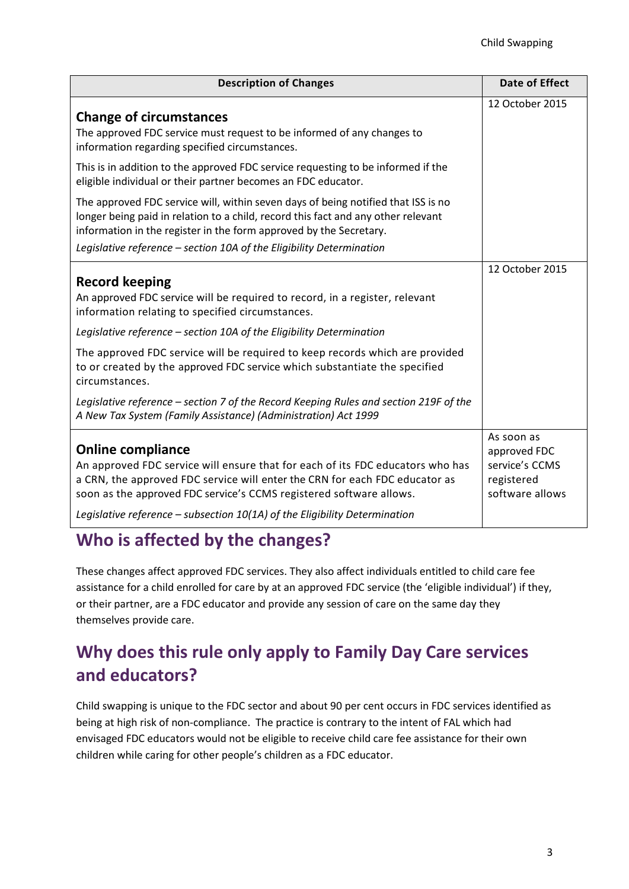| Description of Changes | Date of Effect |
| --- | --- |
| **Change of circumstances**<br>The approved FDC service must request to be informed of any changes to information regarding specified circumstances.<br><br>This is in addition to the approved FDC service requesting to be informed if the eligible individual or their partner becomes an FDC educator.<br><br>The approved FDC service will, within seven days of being notified that ISS is no longer being paid in relation to a child, record this fact and any other relevant information in the register in the form approved by the Secretary.<br><br>*Legislative reference – section 10A of the Eligibility Determination* | 12 October 2015 |
| **Record keeping**<br>An approved FDC service will be required to record, in a register, relevant information relating to specified circumstances.<br><br>*Legislative reference – section 10A of the Eligibility Determination*<br><br>The approved FDC service will be required to keep records which are provided to or created by the approved FDC service which substantiate the specified circumstances.<br><br>*Legislative reference – section 7 of the Record Keeping Rules and section 219F of the A New Tax System (Family Assistance) (Administration) Act 1999* | 12 October 2015 |
| **Online compliance**<br>An approved FDC service will ensure that for each of its FDC educators who has a CRN, the approved FDC service will enter the CRN for each FDC educator as soon as the approved FDC service's CCMS registered software allows.<br><br>*Legislative reference – subsection 10(1A) of the Eligibility Determination* | As soon as approved FDC service's CCMS registered software allows |

## Who is affected by the changes?

These changes affect approved FDC services. They also affect individuals entitled to child care fee assistance for a child enrolled for care by at an approved FDC service (the 'eligible individual') if they, or their partner, are a FDC educator and provide any session of care on the same day they themselves provide care.

## Why does this rule only apply to Family Day Care services and educators?

Child swapping is unique to the FDC sector and about 90 per cent occurs in FDC services identified as being at high risk of non-compliance. The practice is contrary to the intent of FAL which had envisaged FDC educators would not be eligible to receive child care fee assistance for their own children while caring for other people's children as a FDC educator.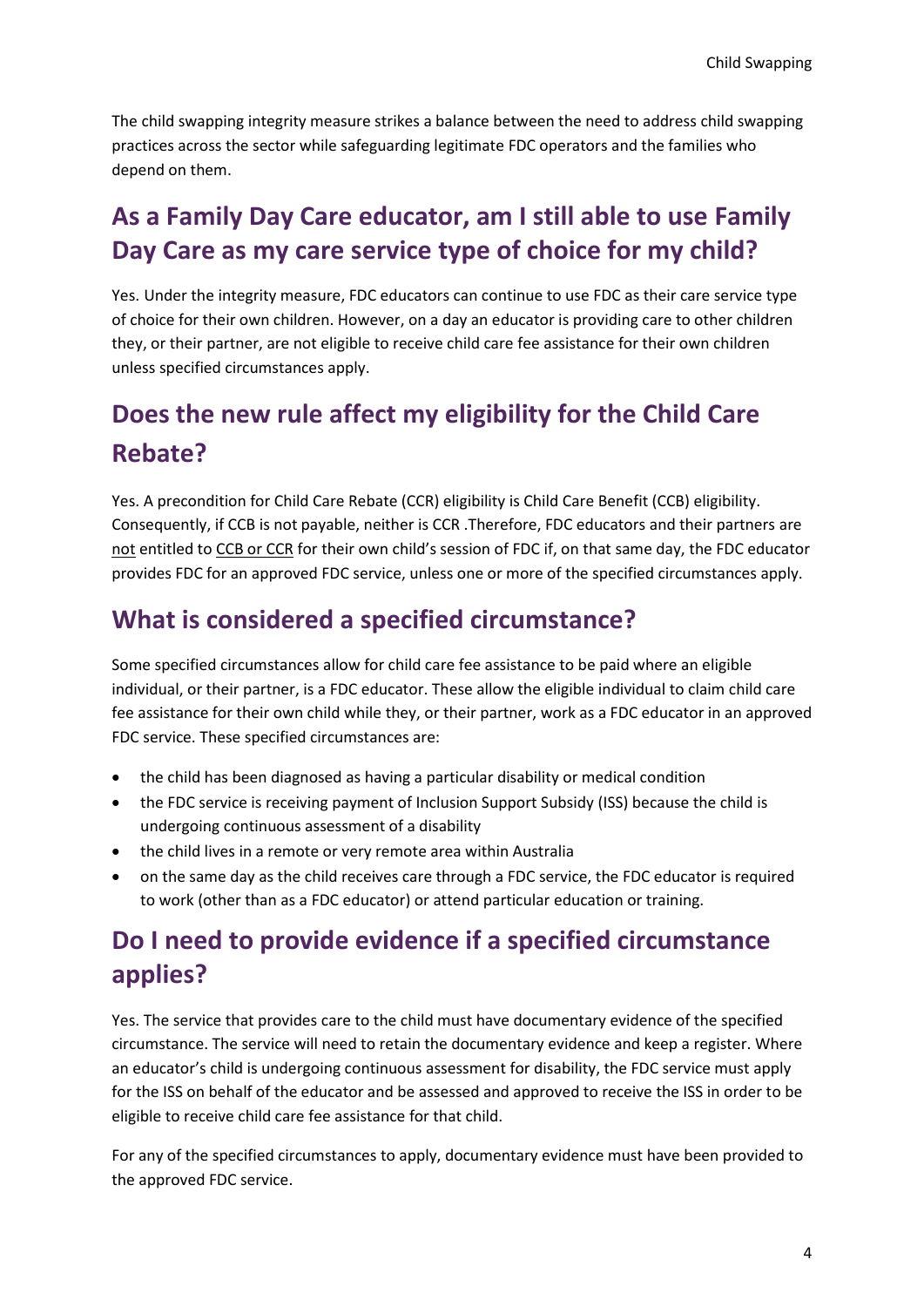The child swapping integrity measure strikes a balance between the need to address child swapping practices across the sector while safeguarding legitimate FDC operators and the families who depend on them.

## As a Family Day Care educator, am I still able to use Family Day Care as my care service type of choice for my child?

Yes. Under the integrity measure, FDC educators can continue to use FDC as their care service type of choice for their own children. However, on a day an educator is providing care to other children they, or their partner, are not eligible to receive child care fee assistance for their own children unless specified circumstances apply.

## Does the new rule affect my eligibility for the Child Care Rebate?

Yes. A precondition for Child Care Rebate (CCR) eligibility is Child Care Benefit (CCB) eligibility. Consequently, if CCB is not payable, neither is CCR .Therefore, FDC educators and their partners are not entitled to CCB or CCR for their own child's session of FDC if, on that same day, the FDC educator provides FDC for an approved FDC service, unless one or more of the specified circumstances apply.

## What is considered a specified circumstance?

Some specified circumstances allow for child care fee assistance to be paid where an eligible individual, or their partner, is a FDC educator. These allow the eligible individual to claim child care fee assistance for their own child while they, or their partner, work as a FDC educator in an approved FDC service. These specified circumstances are:

- the child has been diagnosed as having a particular disability or medical condition
- the FDC service is receiving payment of Inclusion Support Subsidy (ISS) because the child is undergoing continuous assessment of a disability
- the child lives in a remote or very remote area within Australia
- on the same day as the child receives care through a FDC service, the FDC educator is required to work (other than as a FDC educator) or attend particular education or training.

## Do I need to provide evidence if a specified circumstance applies?

Yes. The service that provides care to the child must have documentary evidence of the specified circumstance. The service will need to retain the documentary evidence and keep a register. Where an educator's child is undergoing continuous assessment for disability, the FDC service must apply for the ISS on behalf of the educator and be assessed and approved to receive the ISS in order to be eligible to receive child care fee assistance for that child.

For any of the specified circumstances to apply, documentary evidence must have been provided to the approved FDC service.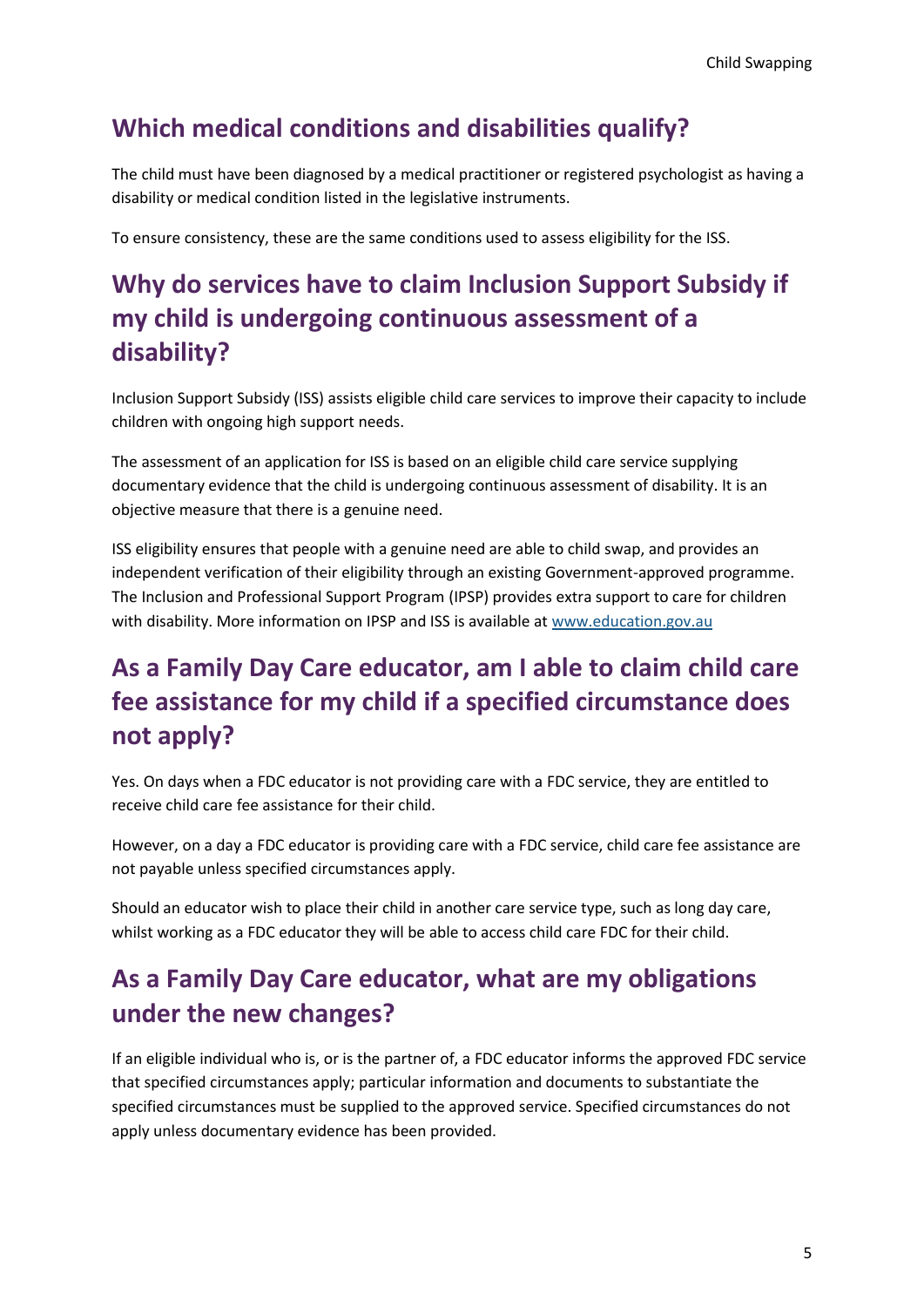## Which medical conditions and disabilities qualify?

The child must have been diagnosed by a medical practitioner or registered psychologist as having a disability or medical condition listed in the legislative instruments.

To ensure consistency, these are the same conditions used to assess eligibility for the ISS.

## Why do services have to claim Inclusion Support Subsidy if my child is undergoing continuous assessment of a disability?

Inclusion Support Subsidy (ISS) assists eligible child care services to improve their capacity to include children with ongoing high support needs.

The assessment of an application for ISS is based on an eligible child care service supplying documentary evidence that the child is undergoing continuous assessment of disability. It is an objective measure that there is a genuine need.

ISS eligibility ensures that people with a genuine need are able to child swap, and provides an independent verification of their eligibility through an existing Government-approved programme. The Inclusion and Professional Support Program (IPSP) provides extra support to care for children with disability. More information on IPSP and ISS is available at [www.education.gov.au](http://www.education.gov.au)

## As a Family Day Care educator, am I able to claim child care fee assistance for my child if a specified circumstance does not apply?

Yes. On days when a FDC educator is not providing care with a FDC service, they are entitled to receive child care fee assistance for their child.

However, on a day a FDC educator is providing care with a FDC service, child care fee assistance are not payable unless specified circumstances apply.

Should an educator wish to place their child in another care service type, such as long day care, whilst working as a FDC educator they will be able to access child care FDC for their child.

## As a Family Day Care educator, what are my obligations under the new changes?

If an eligible individual who is, or is the partner of, a FDC educator informs the approved FDC service that specified circumstances apply; particular information and documents to substantiate the specified circumstances must be supplied to the approved service. Specified circumstances do not apply unless documentary evidence has been provided.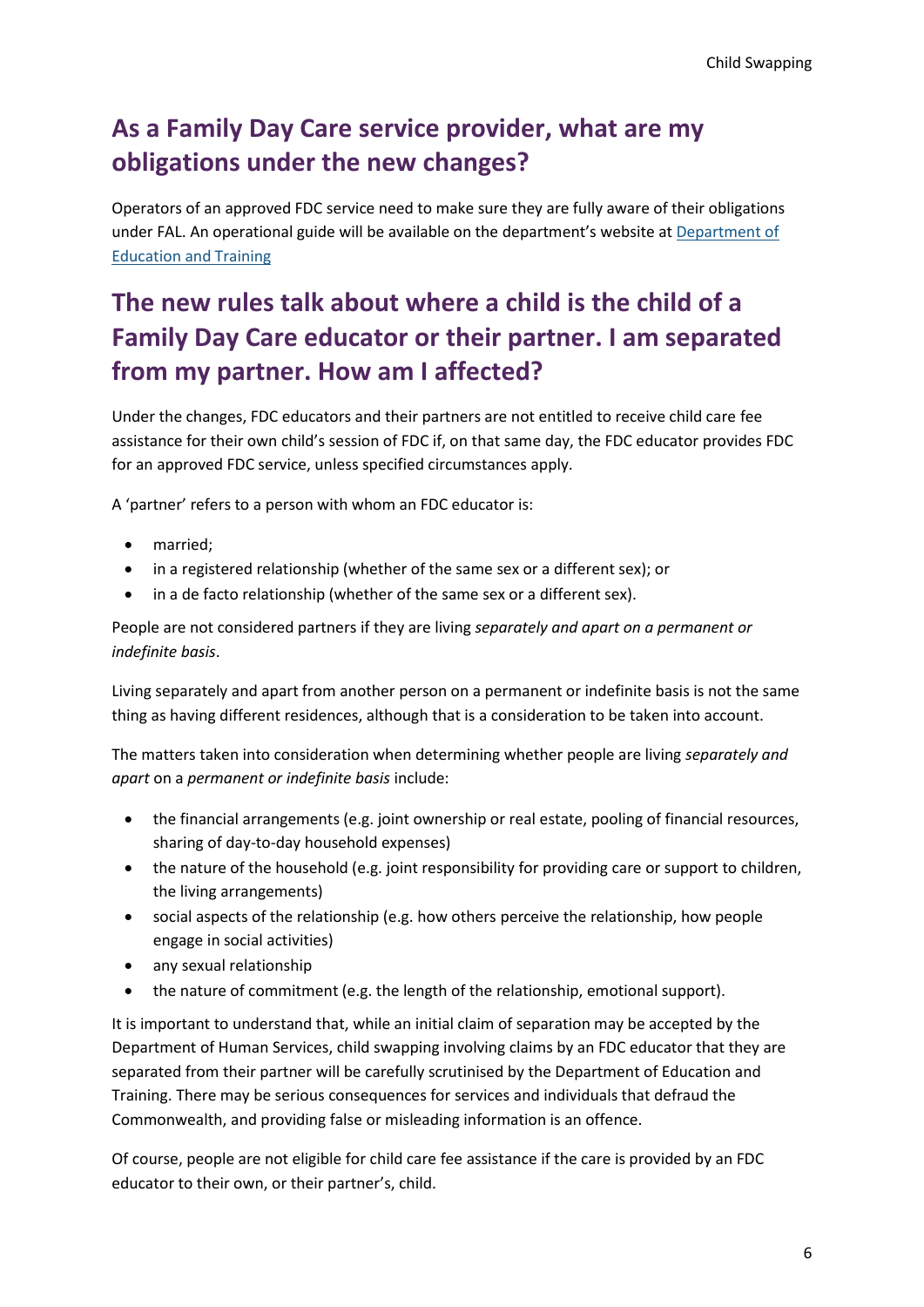## As a Family Day Care service provider, what are my obligations under the new changes?

Operators of an approved FDC service need to make sure they are fully aware of their obligations under FAL. An operational guide will be available on the department's website at [Department of Education and Training](#)

## The new rules talk about where a child is the child of a Family Day Care educator or their partner. I am separated from my partner. How am I affected?

Under the changes, FDC educators and their partners are not entitled to receive child care fee assistance for their own child's session of FDC if, on that same day, the FDC educator provides FDC for an approved FDC service, unless specified circumstances apply.

A 'partner' refers to a person with whom an FDC educator is:

- married;
- in a registered relationship (whether of the same sex or a different sex); or
- in a de facto relationship (whether of the same sex or a different sex).

People are not considered partners if they are living *separately and apart on a permanent or indefinite basis*.

Living separately and apart from another person on a permanent or indefinite basis is not the same thing as having different residences, although that is a consideration to be taken into account.

The matters taken into consideration when determining whether people are living *separately and apart* on a *permanent or indefinite basis* include:

- the financial arrangements (e.g. joint ownership or real estate, pooling of financial resources, sharing of day-to-day household expenses)
- the nature of the household (e.g. joint responsibility for providing care or support to children, the living arrangements)
- social aspects of the relationship (e.g. how others perceive the relationship, how people engage in social activities)
- any sexual relationship
- the nature of commitment (e.g. the length of the relationship, emotional support).

It is important to understand that, while an initial claim of separation may be accepted by the Department of Human Services, child swapping involving claims by an FDC educator that they are separated from their partner will be carefully scrutinised by the Department of Education and Training. There may be serious consequences for services and individuals that defraud the Commonwealth, and providing false or misleading information is an offence.

Of course, people are not eligible for child care fee assistance if the care is provided by an FDC educator to their own, or their partner's, child.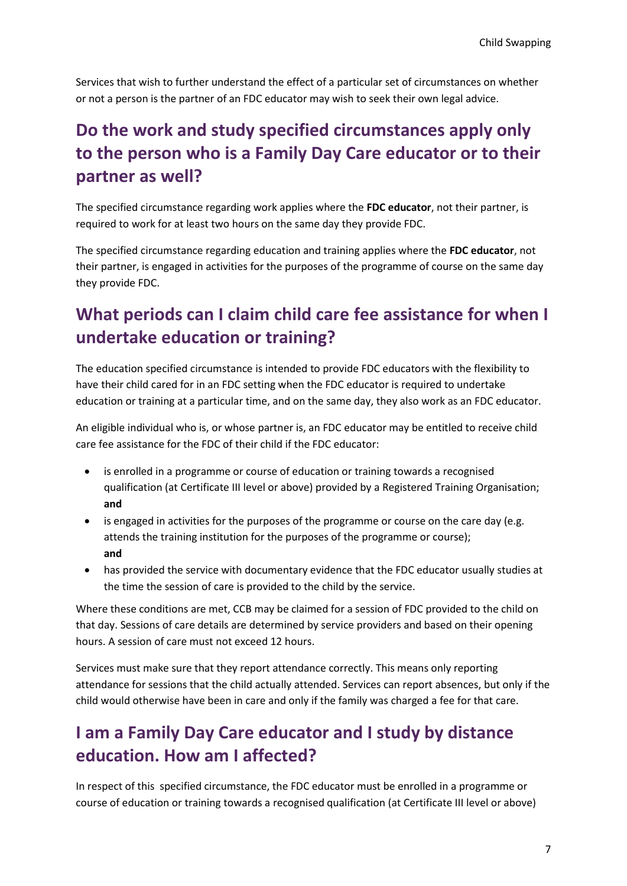Services that wish to further understand the effect of a particular set of circumstances on whether or not a person is the partner of an FDC educator may wish to seek their own legal advice.

## Do the work and study specified circumstances apply only to the person who is a Family Day Care educator or to their partner as well?

The specified circumstance regarding work applies where the **FDC educator**, not their partner, is required to work for at least two hours on the same day they provide FDC.

The specified circumstance regarding education and training applies where the **FDC educator**, not their partner, is engaged in activities for the purposes of the programme of course on the same day they provide FDC.

## What periods can I claim child care fee assistance for when I undertake education or training?

The education specified circumstance is intended to provide FDC educators with the flexibility to have their child cared for in an FDC setting when the FDC educator is required to undertake education or training at a particular time, and on the same day, they also work as an FDC educator.

An eligible individual who is, or whose partner is, an FDC educator may be entitled to receive child care fee assistance for the FDC of their child if the FDC educator:

- is enrolled in a programme or course of education or training towards a recognised qualification (at Certificate III level or above) provided by a Registered Training Organisation; **and**
- is engaged in activities for the purposes of the programme or course on the care day (e.g. attends the training institution for the purposes of the programme or course); **and**
- has provided the service with documentary evidence that the FDC educator usually studies at the time the session of care is provided to the child by the service.

Where these conditions are met, CCB may be claimed for a session of FDC provided to the child on that day. Sessions of care details are determined by service providers and based on their opening hours. A session of care must not exceed 12 hours.

Services must make sure that they report attendance correctly. This means only reporting attendance for sessions that the child actually attended. Services can report absences, but only if the child would otherwise have been in care and only if the family was charged a fee for that care.

## I am a Family Day Care educator and I study by distance education. How am I affected?

In respect of this specified circumstance, the FDC educator must be enrolled in a programme or course of education or training towards a recognised qualification (at Certificate III level or above)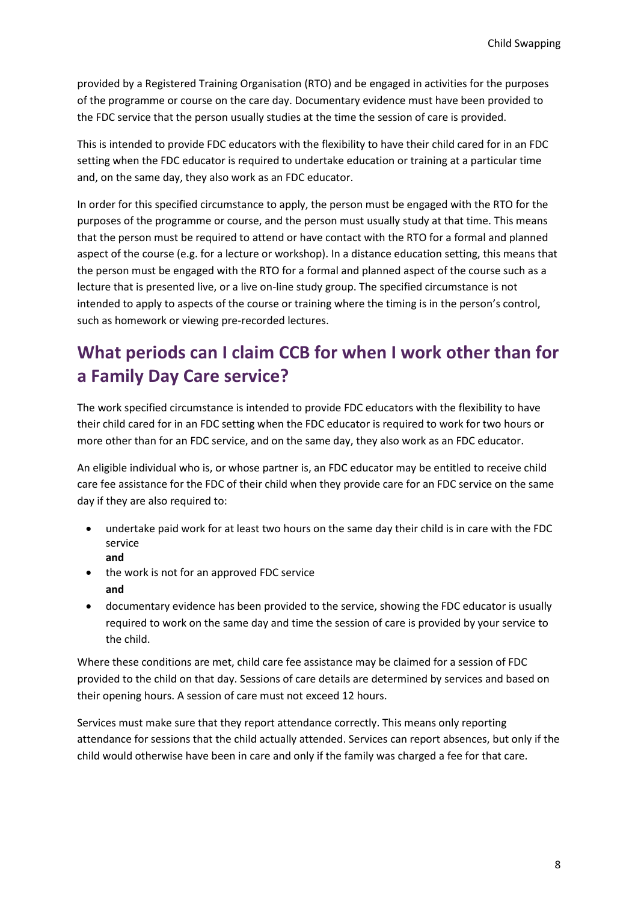provided by a Registered Training Organisation (RTO) and be engaged in activities for the purposes of the programme or course on the care day. Documentary evidence must have been provided to the FDC service that the person usually studies at the time the session of care is provided.

This is intended to provide FDC educators with the flexibility to have their child cared for in an FDC setting when the FDC educator is required to undertake education or training at a particular time and, on the same day, they also work as an FDC educator.

In order for this specified circumstance to apply, the person must be engaged with the RTO for the purposes of the programme or course, and the person must usually study at that time. This means that the person must be required to attend or have contact with the RTO for a formal and planned aspect of the course (e.g. for a lecture or workshop). In a distance education setting, this means that the person must be engaged with the RTO for a formal and planned aspect of the course such as a lecture that is presented live, or a live on-line study group. The specified circumstance is not intended to apply to aspects of the course or training where the timing is in the person's control, such as homework or viewing pre-recorded lectures.

## What periods can I claim CCB for when I work other than for a Family Day Care service?

The work specified circumstance is intended to provide FDC educators with the flexibility to have their child cared for in an FDC setting when the FDC educator is required to work for two hours or more other than for an FDC service, and on the same day, they also work as an FDC educator.

An eligible individual who is, or whose partner is, an FDC educator may be entitled to receive child care fee assistance for the FDC of their child when they provide care for an FDC service on the same day if they are also required to:

- undertake paid work for at least two hours on the same day their child is in care with the FDC service
  **and**
- the work is not for an approved FDC service
  **and**
- documentary evidence has been provided to the service, showing the FDC educator is usually required to work on the same day and time the session of care is provided by your service to the child.

Where these conditions are met, child care fee assistance may be claimed for a session of FDC provided to the child on that day. Sessions of care details are determined by services and based on their opening hours. A session of care must not exceed 12 hours.

Services must make sure that they report attendance correctly. This means only reporting attendance for sessions that the child actually attended. Services can report absences, but only if the child would otherwise have been in care and only if the family was charged a fee for that care.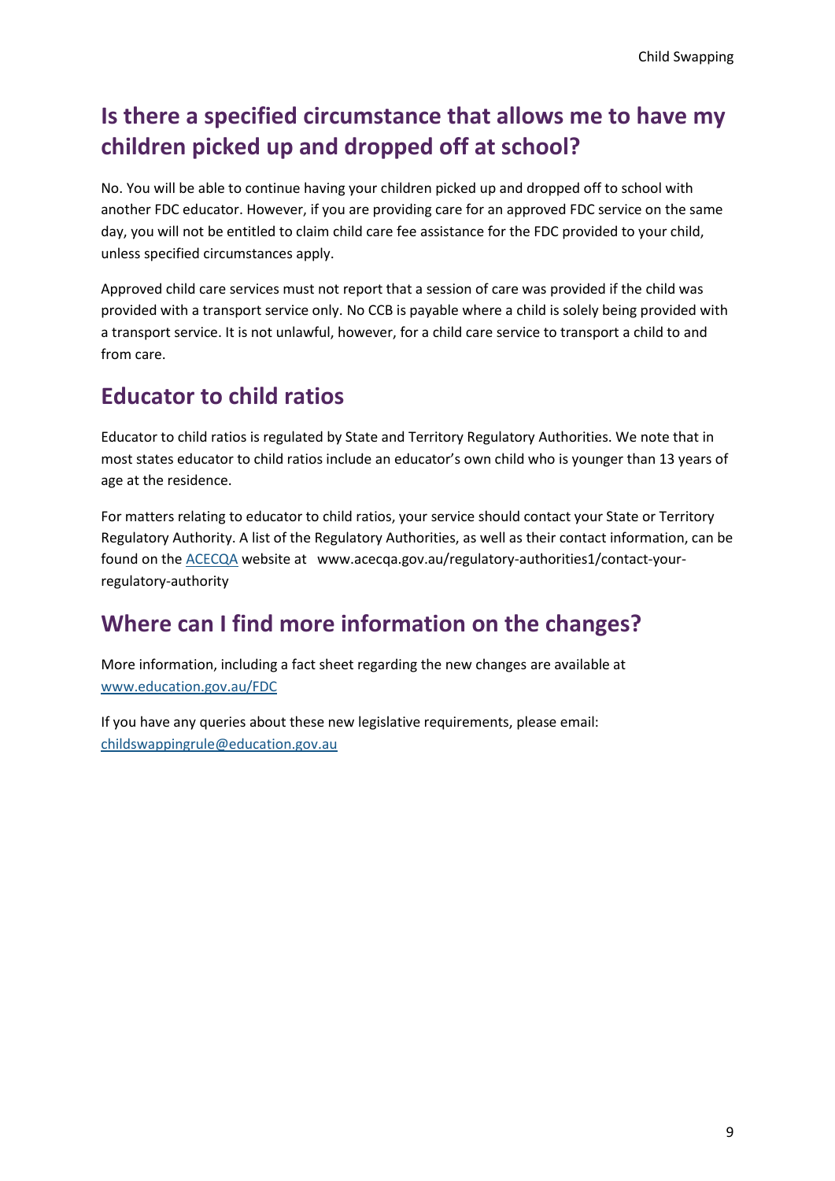## Is there a specified circumstance that allows me to have my children picked up and dropped off at school?

No. You will be able to continue having your children picked up and dropped off to school with another FDC educator. However, if you are providing care for an approved FDC service on the same day, you will not be entitled to claim child care fee assistance for the FDC provided to your child, unless specified circumstances apply.

Approved child care services must not report that a session of care was provided if the child was provided with a transport service only. No CCB is payable where a child is solely being provided with a transport service. It is not unlawful, however, for a child care service to transport a child to and from care.

## Educator to child ratios

Educator to child ratios is regulated by State and Territory Regulatory Authorities. We note that in most states educator to child ratios include an educator's own child who is younger than 13 years of age at the residence.

For matters relating to educator to child ratios, your service should contact your State or Territory Regulatory Authority. A list of the Regulatory Authorities, as well as their contact information, can be found on the [ACECQA](http://www.acecqa.gov.au/regulatory-authorities1/contact-your-regulatory-authority) website at www.acecqa.gov.au/regulatory-authorities1/contact-your-regulatory-authority

## Where can I find more information on the changes?

More information, including a fact sheet regarding the new changes are available at [www.education.gov.au/FDC](http://www.education.gov.au/FDC)

If you have any queries about these new legislative requirements, please email: [childswappingrule@education.gov.au](mailto:childswappingrule@education.gov.au)